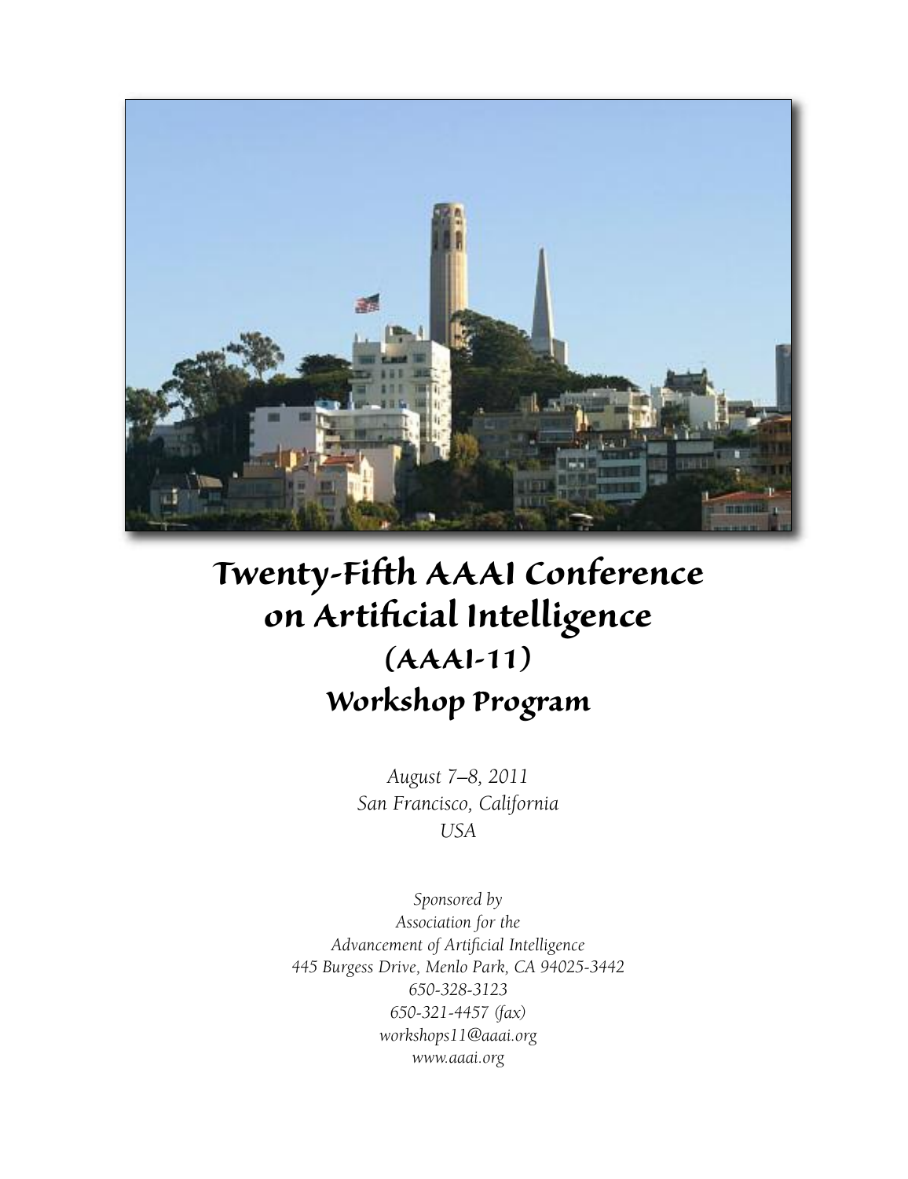# Twenty-Fifth AAAI Conference on Artificial Intelligence (AAAI-11) Workshop Program

*August 7–8, 2011*
*San Francisco, California*
*USA*

*Sponsored by*
*Association for the*
*Advancement of Artificial Intelligence*
*445 Burgess Drive, Menlo Park, CA 94025-3442*
*650-328-3123*
*650-321-4457 (fax)*
*workshops11@aaai.org*
*www.aaai.org*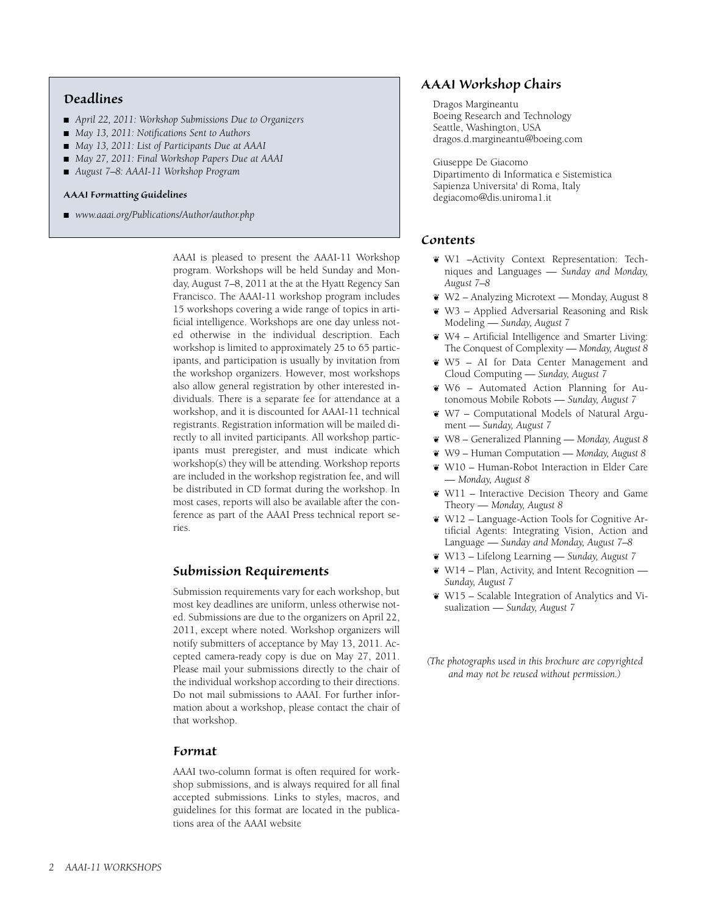## Deadlines

- *April 22, 2011: Workshop Submissions Due to Organizers*
- *May 13, 2011: Notifications Sent to Authors*
- *May 13, 2011: List of Participants Due at AAAI*
- *May 27, 2011: Final Workshop Papers Due at AAAI*
- *August 7–8: AAAI-11 Workshop Program*

### AAAI Formatting Guidelines

- *www.aaai.org/Publications/Author/author.php*

AAAI is pleased to present the AAAI-11 Workshop program. Workshops will be held Sunday and Monday, August 7–8, 2011 at the at the Hyatt Regency San Francisco. The AAAI-11 workshop program includes 15 workshops covering a wide range of topics in artificial intelligence. Workshops are one day unless noted otherwise in the individual description. Each workshop is limited to approximately 25 to 65 participants, and participation is usually by invitation from the workshop organizers. However, most workshops also allow general registration by other interested individuals. There is a separate fee for attendance at a workshop, and it is discounted for AAAI-11 technical registrants. Registration information will be mailed directly to all invited participants. All workshop participants must preregister, and must indicate which workshop(s) they will be attending. Workshop reports are included in the workshop registration fee, and will be distributed in CD format during the workshop. In most cases, reports will also be available after the conference as part of the AAAI Press technical report series.

## Submission Requirements

Submission requirements vary for each workshop, but most key deadlines are uniform, unless otherwise noted. Submissions are due to the organizers on April 22, 2011, except where noted. Workshop organizers will notify submitters of acceptance by May 13, 2011. Accepted camera-ready copy is due on May 27, 2011. Please mail your submissions directly to the chair of the individual workshop according to their directions. Do not mail submissions to AAAI. For further information about a workshop, please contact the chair of that workshop.

## Format

AAAI two-column format is often required for workshop submissions, and is always required for all final accepted submissions. Links to styles, macros, and guidelines for this format are located in the publications area of the AAAI website

## AAAI Workshop Chairs

Dragos Margineantu
Boeing Research and Technology
Seattle, Washington, USA
dragos.d.margineantu@boeing.com

Giuseppe De Giacomo
Dipartimento di Informatica e Sistemistica
Sapienza Universita' di Roma, Italy
degiacomo@dis.uniroma1.it

## Contents

- W1 –Activity Context Representation: Techniques and Languages — *Sunday and Monday, August 7–8*
- W2 – Analyzing Microtext — Monday, August 8
- W3 – Applied Adversarial Reasoning and Risk Modeling — *Sunday, August 7*
- W4 – Artificial Intelligence and Smarter Living: The Conquest of Complexity — *Monday, August 8*
- W5 – AI for Data Center Management and Cloud Computing — *Sunday, August 7*
- W6 – Automated Action Planning for Autonomous Mobile Robots — *Sunday, August 7*
- W7 – Computational Models of Natural Argument — *Sunday, August 7*
- W8 – Generalized Planning — *Monday, August 8*
- W9 – Human Computation — *Monday, August 8*
- W10 – Human-Robot Interaction in Elder Care — *Monday, August 8*
- W11 – Interactive Decision Theory and Game Theory — *Monday, August 8*
- W12 – Language-Action Tools for Cognitive Artificial Agents: Integrating Vision, Action and Language — *Sunday and Monday, August 7–8*
- W13 – Lifelong Learning — *Sunday, August 7*
- W14 – Plan, Activity, and Intent Recognition — *Sunday, August 7*
- W15 – Scalable Integration of Analytics and Visualization — *Sunday, August 7*

*(The photographs used in this brochure are copyrighted and may not be reused without permission.)*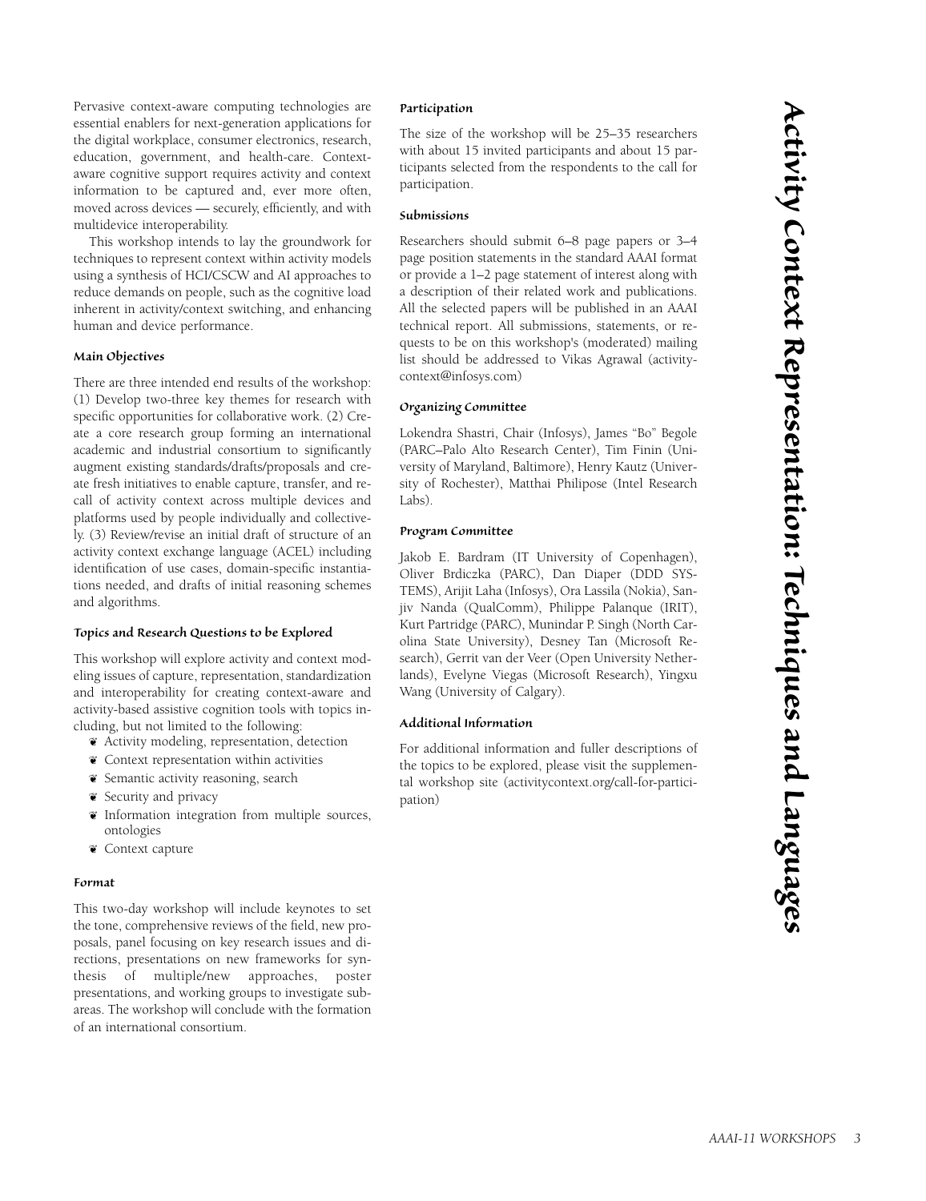# Activity Context Representation: Techniques and Languages

Pervasive context-aware computing technologies are essential enablers for next-generation applications for the digital workplace, consumer electronics, research, education, government, and health-care. Context-aware cognitive support requires activity and context information to be captured and, ever more often, moved across devices — securely, efficiently, and with multidevice interoperability.

This workshop intends to lay the groundwork for techniques to represent context within activity models using a synthesis of HCI/CSCW and AI approaches to reduce demands on people, such as the cognitive load inherent in activity/context switching, and enhancing human and device performance.

### Main Objectives

There are three intended end results of the workshop: (1) Develop two-three key themes for research with specific opportunities for collaborative work. (2) Create a core research group forming an international academic and industrial consortium to significantly augment existing standards/drafts/proposals and create fresh initiatives to enable capture, transfer, and recall of activity context across multiple devices and platforms used by people individually and collectively. (3) Review/revise an initial draft of structure of an activity context exchange language (ACEL) including identification of use cases, domain-specific instantiations needed, and drafts of initial reasoning schemes and algorithms.

### Topics and Research Questions to be Explored

This workshop will explore activity and context modeling issues of capture, representation, standardization and interoperability for creating context-aware and activity-based assistive cognition tools with topics including, but not limited to the following:

- Activity modeling, representation, detection
- Context representation within activities
- Semantic activity reasoning, search
- Security and privacy
- Information integration from multiple sources, ontologies
- Context capture

### Format

This two-day workshop will include keynotes to set the tone, comprehensive reviews of the field, new proposals, panel focusing on key research issues and directions, presentations on new frameworks for synthesis of multiple/new approaches, poster presentations, and working groups to investigate subareas. The workshop will conclude with the formation of an international consortium.

### Participation

The size of the workshop will be 25–35 researchers with about 15 invited participants and about 15 participants selected from the respondents to the call for participation.

### Submissions

Researchers should submit 6–8 page papers or 3–4 page position statements in the standard AAAI format or provide a 1–2 page statement of interest along with a description of their related work and publications. All the selected papers will be published in an AAAI technical report. All submissions, statements, or requests to be on this workshop's (moderated) mailing list should be addressed to Vikas Agrawal (activity-context@infosys.com)

### Organizing Committee

Lokendra Shastri, Chair (Infosys), James "Bo" Begole (PARC–Palo Alto Research Center), Tim Finin (University of Maryland, Baltimore), Henry Kautz (University of Rochester), Matthai Philipose (Intel Research Labs).

### Program Committee

Jakob E. Bardram (IT University of Copenhagen), Oliver Brdiczka (PARC), Dan Diaper (DDD SYSTEMS), Arijit Laha (Infosys), Ora Lassila (Nokia), Sanjiv Nanda (QualComm), Philippe Palanque (IRIT), Kurt Partridge (PARC), Munindar P. Singh (North Carolina State University), Desney Tan (Microsoft Research), Gerrit van der Veer (Open University Netherlands), Evelyne Viegas (Microsoft Research), Yingxu Wang (University of Calgary).

### Additional Information

For additional information and fuller descriptions of the topics to be explored, please visit the supplemental workshop site (activitycontext.org/call-for-participation)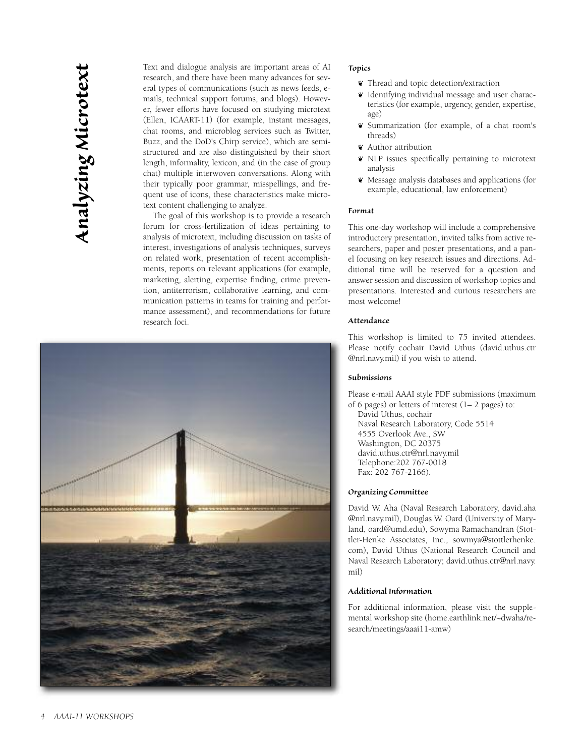# Analyzing Microtext

Text and dialogue analysis are important areas of AI research, and there have been many advances for several types of communications (such as news feeds, e-mails, technical support forums, and blogs). However, fewer efforts have focused on studying microtext (Ellen, ICAART-11) (for example, instant messages, chat rooms, and microblog services such as Twitter, Buzz, and the DoD's Chirp service), which are semi-structured and are also distinguished by their short length, informality, lexicon, and (in the case of group chat) multiple interwoven conversations. Along with their typically poor grammar, misspellings, and frequent use of icons, these characteristics make microtext content challenging to analyze.

The goal of this workshop is to provide a research forum for cross-fertilization of ideas pertaining to analysis of microtext, including discussion on tasks of interest, investigations of analysis techniques, surveys on related work, presentation of recent accomplishments, reports on relevant applications (for example, marketing, alerting, expertise finding, crime prevention, antiterrorism, collaborative learning, and communication patterns in teams for training and performance assessment), and recommendations for future research foci.

#### Topics

- Thread and topic detection/extraction
- Identifying individual message and user characteristics (for example, urgency, gender, expertise, age)
- Summarization (for example, of a chat room's threads)
- Author attribution
- NLP issues specifically pertaining to microtext analysis
- Message analysis databases and applications (for example, educational, law enforcement)

#### Format

This one-day workshop will include a comprehensive introductory presentation, invited talks from active researchers, paper and poster presentations, and a panel focusing on key research issues and directions. Additional time will be reserved for a question and answer session and discussion of workshop topics and presentations. Interested and curious researchers are most welcome!

#### Attendance

This workshop is limited to 75 invited attendees. Please notify cochair David Uthus (david.uthus.ctr@nrl.navy.mil) if you wish to attend.

#### Submissions

Please e-mail AAAI style PDF submissions (maximum of 6 pages) or letters of interest (1– 2 pages) to:
David Uthus, cochair
Naval Research Laboratory, Code 5514
4555 Overlook Ave., SW
Washington, DC 20375
david.uthus.ctr@nrl.navy.mil
Telephone:202 767-0018
Fax: 202 767-2166).

#### Organizing Committee

David W. Aha (Naval Research Laboratory, david.aha@nrl.navy.mil), Douglas W. Oard (University of Maryland, oard@umd.edu), Sowyma Ramachandran (Stottler-Henke Associates, Inc., sowmya@stottlerhenke.com), David Uthus (National Research Council and Naval Research Laboratory; david.uthus.ctr@nrl.navy.mil)

#### Additional Information

For additional information, please visit the supplemental workshop site (home.earthlink.net/~dwaha/research/meetings/aaai11-amw)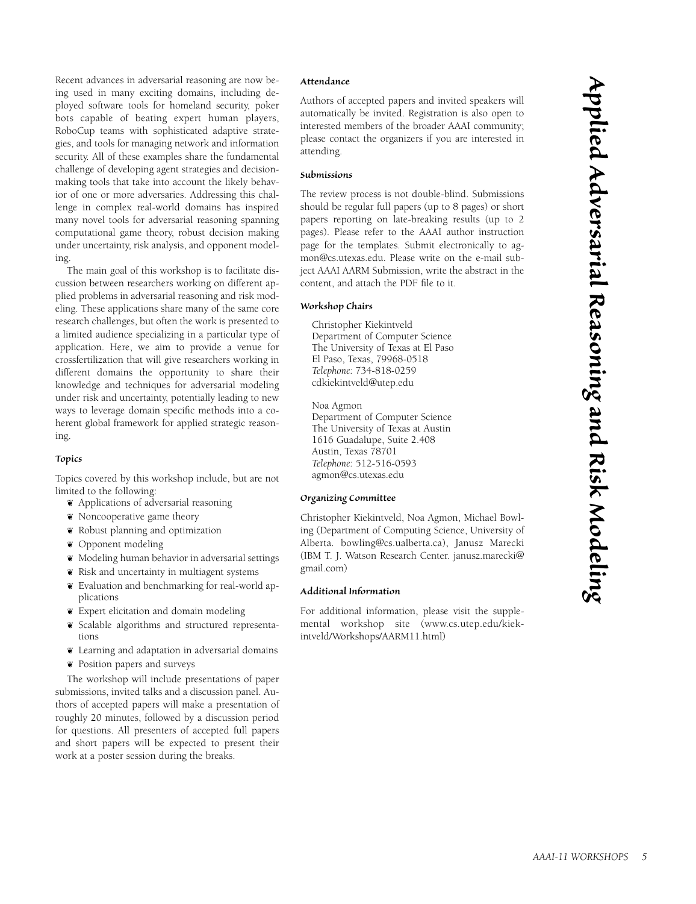# Applied Adversarial Reasoning and Risk Modeling

Recent advances in adversarial reasoning are now being used in many exciting domains, including deployed software tools for homeland security, poker bots capable of beating expert human players, RoboCup teams with sophisticated adaptive strategies, and tools for managing network and information security. All of these examples share the fundamental challenge of developing agent strategies and decision-making tools that take into account the likely behavior of one or more adversaries. Addressing this challenge in complex real-world domains has inspired many novel tools for adversarial reasoning spanning computational game theory, robust decision making under uncertainty, risk analysis, and opponent modeling.

The main goal of this workshop is to facilitate discussion between researchers working on different applied problems in adversarial reasoning and risk modeling. These applications share many of the same core research challenges, but often the work is presented to a limited audience specializing in a particular type of application. Here, we aim to provide a venue for crossfertilization that will give researchers working in different domains the opportunity to share their knowledge and techniques for adversarial modeling under risk and uncertainty, potentially leading to new ways to leverage domain specific methods into a coherent global framework for applied strategic reasoning.

### Topics

Topics covered by this workshop include, but are not limited to the following:

- Applications of adversarial reasoning
- Noncooperative game theory
- Robust planning and optimization
- Opponent modeling
- Modeling human behavior in adversarial settings
- Risk and uncertainty in multiagent systems
- Evaluation and benchmarking for real-world applications
- Expert elicitation and domain modeling
- Scalable algorithms and structured representations
- Learning and adaptation in adversarial domains
- Position papers and surveys

The workshop will include presentations of paper submissions, invited talks and a discussion panel. Authors of accepted papers will make a presentation of roughly 20 minutes, followed by a discussion period for questions. All presenters of accepted full papers and short papers will be expected to present their work at a poster session during the breaks.

### Attendance

Authors of accepted papers and invited speakers will automatically be invited. Registration is also open to interested members of the broader AAAI community; please contact the organizers if you are interested in attending.

### Submissions

The review process is not double-blind. Submissions should be regular full papers (up to 8 pages) or short papers reporting on late-breaking results (up to 2 pages). Please refer to the AAAI author instruction page for the templates. Submit electronically to agmon@cs.utexas.edu. Please write on the e-mail subject AAAI AARM Submission, write the abstract in the content, and attach the PDF file to it.

### Workshop Chairs

Christopher Kiekintveld  
Department of Computer Science  
The University of Texas at El Paso  
El Paso, Texas, 79968-0518  
*Telephone:* 734-818-0259  
cdkiekintveld@utep.edu

Noa Agmon  
Department of Computer Science  
The University of Texas at Austin  
1616 Guadalupe, Suite 2.408  
Austin, Texas 78701  
*Telephone:* 512-516-0593  
agmon@cs.utexas.edu

### Organizing Committee

Christopher Kiekintveld, Noa Agmon, Michael Bowling (Department of Computing Science, University of Alberta. bowling@cs.ualberta.ca), Janusz Marecki (IBM T. J. Watson Research Center. janusz.marecki@gmail.com)

### Additional Information

For additional information, please visit the supplemental workshop site (www.cs.utep.edu/kiekintveld/Workshops/AARM11.html)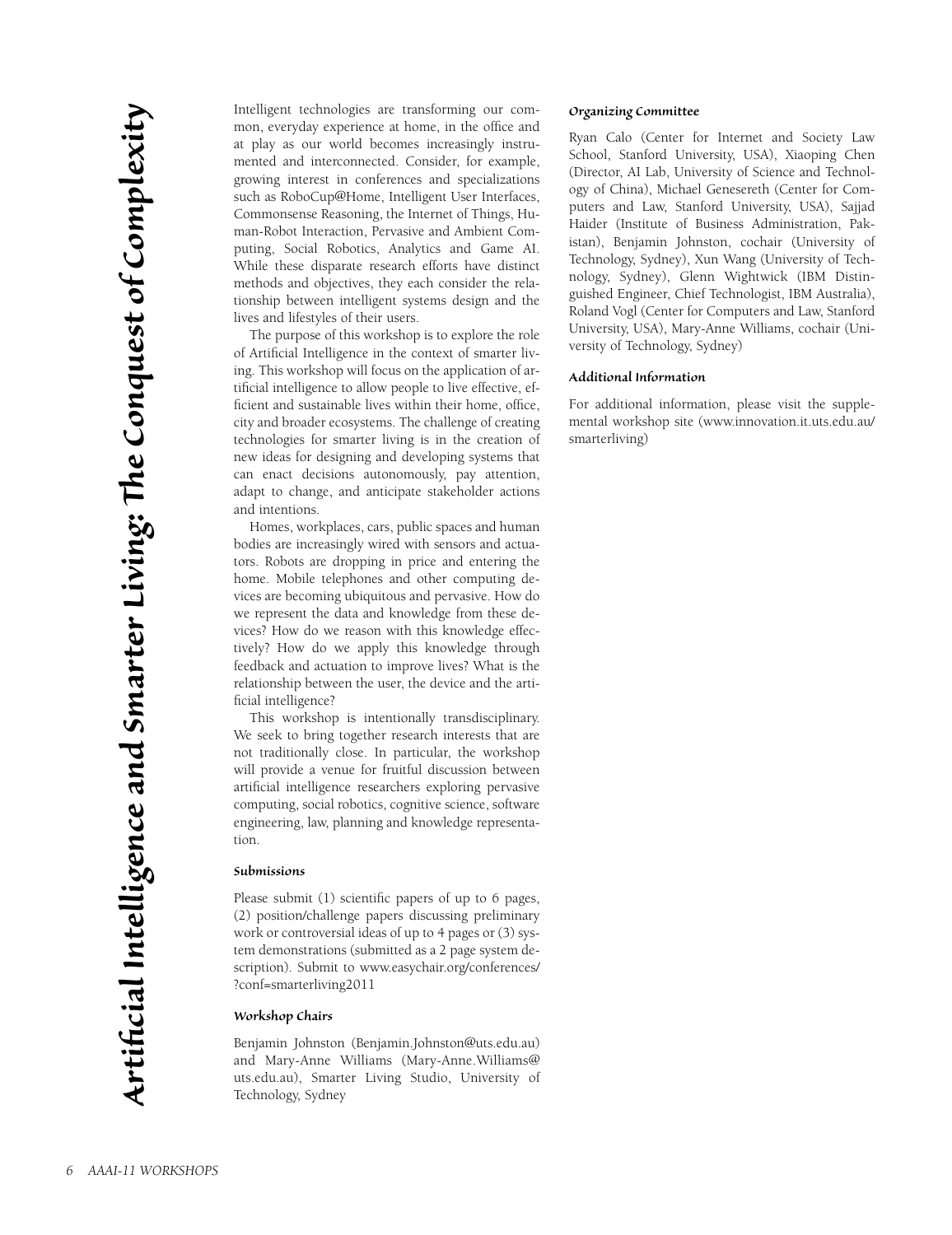# Artificial Intelligence and Smarter Living: The Conquest of Complexity

Intelligent technologies are transforming our common, everyday experience at home, in the office and at play as our world becomes increasingly instrumented and interconnected. Consider, for example, growing interest in conferences and specializations such as RoboCup@Home, Intelligent User Interfaces, Commonsense Reasoning, the Internet of Things, Human-Robot Interaction, Pervasive and Ambient Computing, Social Robotics, Analytics and Game AI. While these disparate research efforts have distinct methods and objectives, they each consider the relationship between intelligent systems design and the lives and lifestyles of their users.

The purpose of this workshop is to explore the role of Artificial Intelligence in the context of smarter living. This workshop will focus on the application of artificial intelligence to allow people to live effective, efficient and sustainable lives within their home, office, city and broader ecosystems. The challenge of creating technologies for smarter living is in the creation of new ideas for designing and developing systems that can enact decisions autonomously, pay attention, adapt to change, and anticipate stakeholder actions and intentions.

Homes, workplaces, cars, public spaces and human bodies are increasingly wired with sensors and actuators. Robots are dropping in price and entering the home. Mobile telephones and other computing devices are becoming ubiquitous and pervasive. How do we represent the data and knowledge from these devices? How do we reason with this knowledge effectively? How do we apply this knowledge through feedback and actuation to improve lives? What is the relationship between the user, the device and the artificial intelligence?

This workshop is intentionally transdisciplinary. We seek to bring together research interests that are not traditionally close. In particular, the workshop will provide a venue for fruitful discussion between artificial intelligence researchers exploring pervasive computing, social robotics, cognitive science, software engineering, law, planning and knowledge representation.

### Submissions

Please submit (1) scientific papers of up to 6 pages, (2) position/challenge papers discussing preliminary work or controversial ideas of up to 4 pages or (3) system demonstrations (submitted as a 2 page system description). Submit to www.easychair.org/conferences/?conf=smarterliving2011

### Workshop Chairs

Benjamin Johnston (Benjamin.Johnston@uts.edu.au) and Mary-Anne Williams (Mary-Anne.Williams@uts.edu.au), Smarter Living Studio, University of Technology, Sydney

### Organizing Committee

Ryan Calo (Center for Internet and Society Law School, Stanford University, USA), Xiaoping Chen (Director, AI Lab, University of Science and Technology of China), Michael Genesereth (Center for Computers and Law, Stanford University, USA), Sajjad Haider (Institute of Business Administration, Pakistan), Benjamin Johnston, cochair (University of Technology, Sydney), Xun Wang (University of Technology, Sydney), Glenn Wightwick (IBM Distinguished Engineer, Chief Technologist, IBM Australia), Roland Vogl (Center for Computers and Law, Stanford University, USA), Mary-Anne Williams, cochair (University of Technology, Sydney)

### Additional Information

For additional information, please visit the supplemental workshop site (www.innovation.it.uts.edu.au/smarterliving)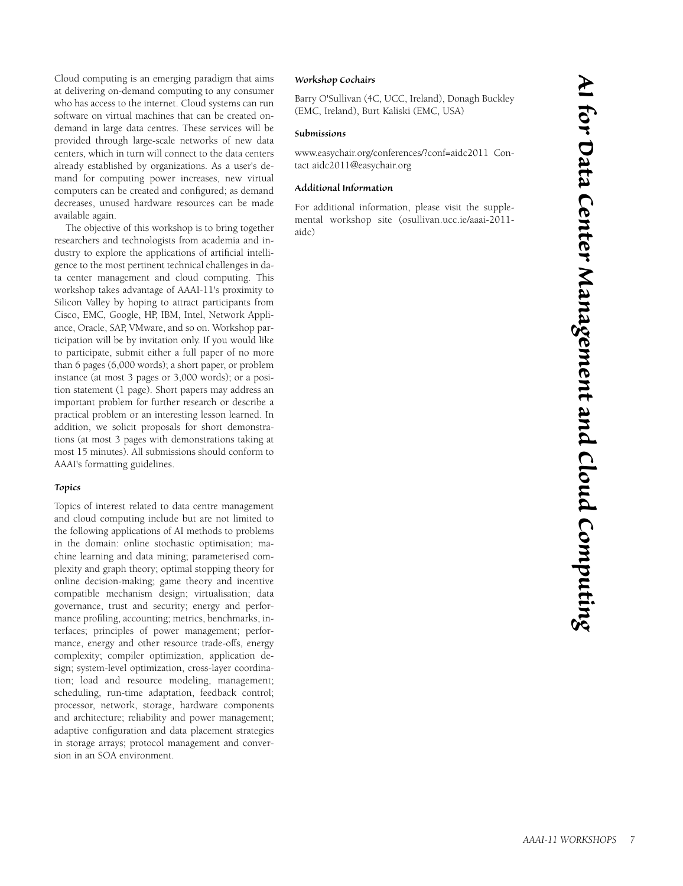# AI for Data Center Management and Cloud Computing

Cloud computing is an emerging paradigm that aims at delivering on-demand computing to any consumer who has access to the internet. Cloud systems can run software on virtual machines that can be created on-demand in large data centres. These services will be provided through large-scale networks of new data centers, which in turn will connect to the data centers already established by organizations. As a user's demand for computing power increases, new virtual computers can be created and configured; as demand decreases, unused hardware resources can be made available again.

The objective of this workshop is to bring together researchers and technologists from academia and industry to explore the applications of artificial intelligence to the most pertinent technical challenges in data center management and cloud computing. This workshop takes advantage of AAAI-11's proximity to Silicon Valley by hoping to attract participants from Cisco, EMC, Google, HP, IBM, Intel, Network Appliance, Oracle, SAP, VMware, and so on. Workshop participation will be by invitation only. If you would like to participate, submit either a full paper of no more than 6 pages (6,000 words); a short paper, or problem instance (at most 3 pages or 3,000 words); or a position statement (1 page). Short papers may address an important problem for further research or describe a practical problem or an interesting lesson learned. In addition, we solicit proposals for short demonstrations (at most 3 pages with demonstrations taking at most 15 minutes). All submissions should conform to AAAI's formatting guidelines.

### Topics

Topics of interest related to data centre management and cloud computing include but are not limited to the following applications of AI methods to problems in the domain: online stochastic optimisation; machine learning and data mining; parameterised complexity and graph theory; optimal stopping theory for online decision-making; game theory and incentive compatible mechanism design; virtualisation; data governance, trust and security; energy and performance profiling, accounting; metrics, benchmarks, interfaces; principles of power management; performance, energy and other resource trade-offs, energy complexity; compiler optimization, application design; system-level optimization, cross-layer coordination; load and resource modeling, management; scheduling, run-time adaptation, feedback control; processor, network, storage, hardware components and architecture; reliability and power management; adaptive configuration and data placement strategies in storage arrays; protocol management and conversion in an SOA environment.

### Workshop Cochairs

Barry O'Sullivan (4C, UCC, Ireland), Donagh Buckley (EMC, Ireland), Burt Kaliski (EMC, USA)

### Submissions

www.easychair.org/conferences/?conf=aidc2011 Contact aidc2011@easychair.org

### Additional Information

For additional information, please visit the supplemental workshop site (osullivan.ucc.ie/aaai-2011-aidc)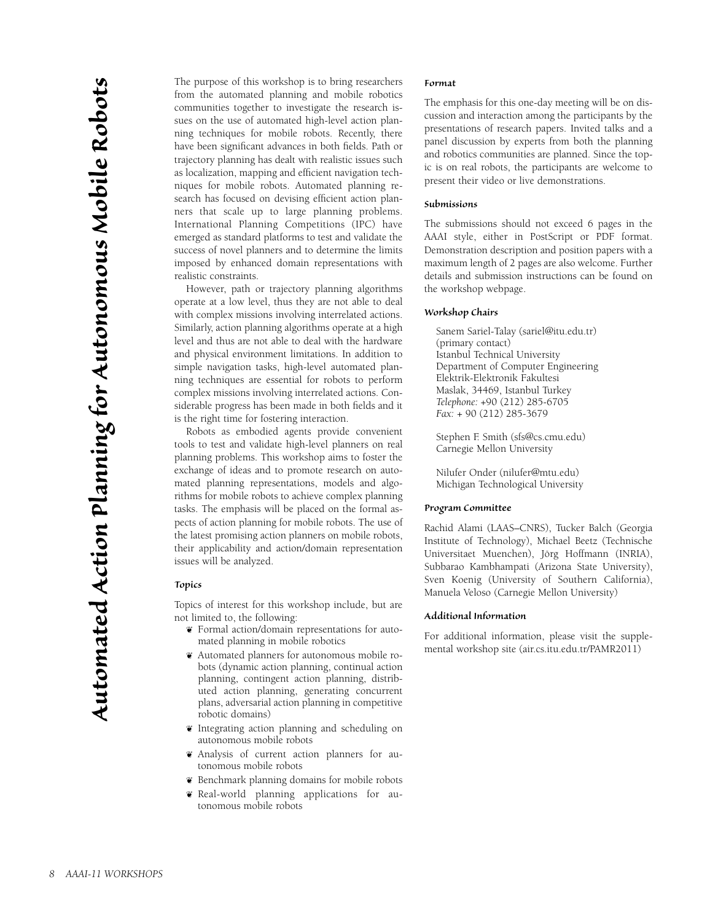# Automated Action Planning for Autonomous Mobile Robots

The purpose of this workshop is to bring researchers from the automated planning and mobile robotics communities together to investigate the research issues on the use of automated high-level action planning techniques for mobile robots. Recently, there have been significant advances in both fields. Path or trajectory planning has dealt with realistic issues such as localization, mapping and efficient navigation techniques for mobile robots. Automated planning research has focused on devising efficient action planners that scale up to large planning problems. International Planning Competitions (IPC) have emerged as standard platforms to test and validate the success of novel planners and to determine the limits imposed by enhanced domain representations with realistic constraints.

However, path or trajectory planning algorithms operate at a low level, thus they are not able to deal with complex missions involving interrelated actions. Similarly, action planning algorithms operate at a high level and thus are not able to deal with the hardware and physical environment limitations. In addition to simple navigation tasks, high-level automated planning techniques are essential for robots to perform complex missions involving interrelated actions. Considerable progress has been made in both fields and it is the right time for fostering interaction.

Robots as embodied agents provide convenient tools to test and validate high-level planners on real planning problems. This workshop aims to foster the exchange of ideas and to promote research on automated planning representations, models and algorithms for mobile robots to achieve complex planning tasks. The emphasis will be placed on the formal aspects of action planning for mobile robots. The use of the latest promising action planners on mobile robots, their applicability and action/domain representation issues will be analyzed.

### Topics

Topics of interest for this workshop include, but are not limited to, the following:

- Formal action/domain representations for automated planning in mobile robotics
- Automated planners for autonomous mobile robots (dynamic action planning, continual action planning, contingent action planning, distributed action planning, generating concurrent plans, adversarial action planning in competitive robotic domains)
- Integrating action planning and scheduling on autonomous mobile robots
- Analysis of current action planners for autonomous mobile robots
- Benchmark planning domains for mobile robots
- Real-world planning applications for autonomous mobile robots

### Format

The emphasis for this one-day meeting will be on discussion and interaction among the participants by the presentations of research papers. Invited talks and a panel discussion by experts from both the planning and robotics communities are planned. Since the topic is on real robots, the participants are welcome to present their video or live demonstrations.

### Submissions

The submissions should not exceed 6 pages in the AAAI style, either in PostScript or PDF format. Demonstration description and position papers with a maximum length of 2 pages are also welcome. Further details and submission instructions can be found on the workshop webpage.

### Workshop Chairs

Sanem Sariel-Talay (sariel@itu.edu.tr)
(primary contact)
Istanbul Technical University
Department of Computer Engineering
Elektrik-Elektronik Fakultesi
Maslak, 34469, Istanbul Turkey
*Telephone:* +90 (212) 285-6705
*Fax:* + 90 (212) 285-3679

Stephen F. Smith (sfs@cs.cmu.edu)
Carnegie Mellon University

Nilufer Onder (nilufer@mtu.edu)
Michigan Technological University

### Program Committee

Rachid Alami (LAAS–CNRS), Tucker Balch (Georgia Institute of Technology), Michael Beetz (Technische Universitaet Muenchen), Jörg Hoffmann (INRIA), Subbarao Kambhampati (Arizona State University), Sven Koenig (University of Southern California), Manuela Veloso (Carnegie Mellon University)

### Additional Information

For additional information, please visit the supplemental workshop site (air.cs.itu.edu.tr/PAMR2011)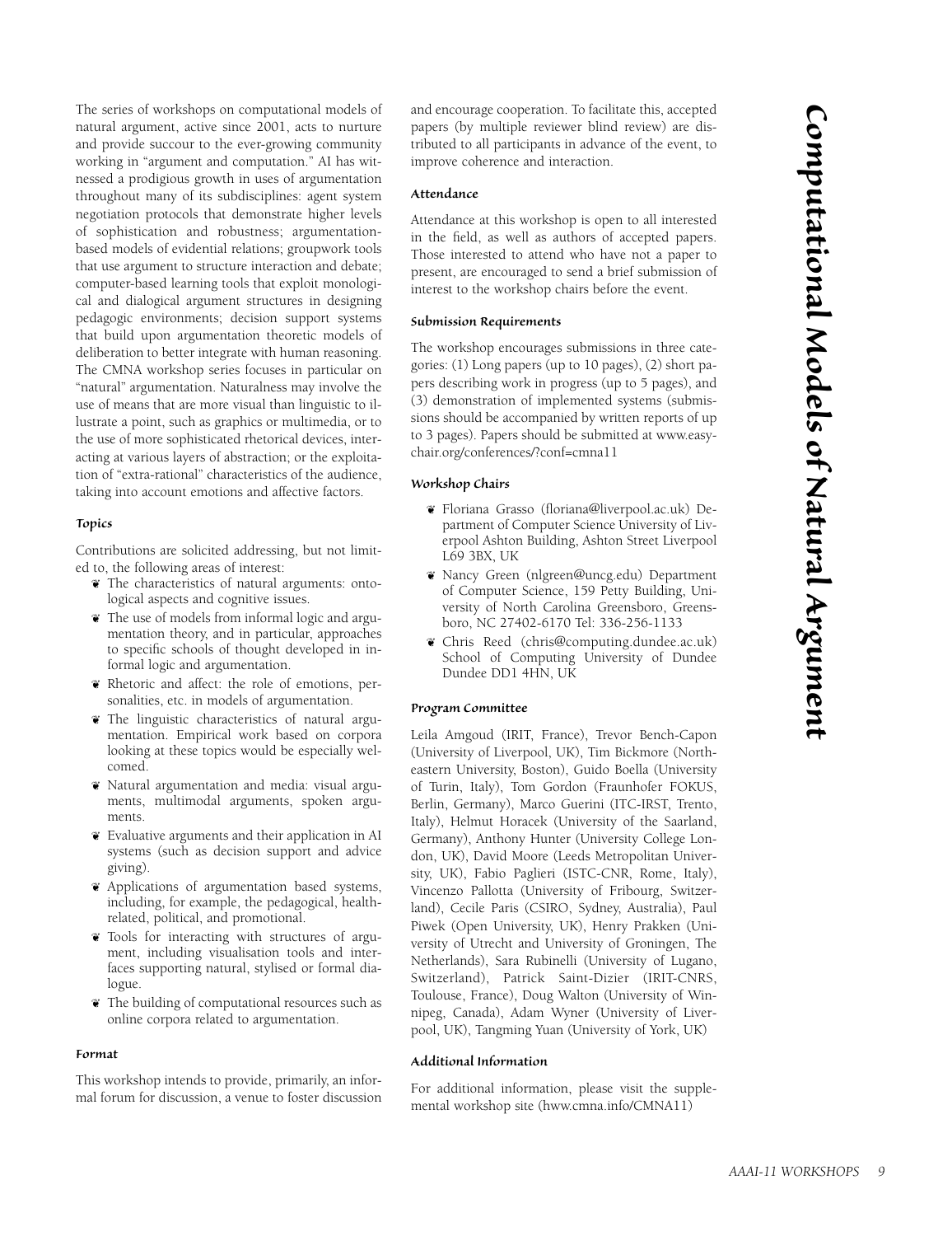# Computational Models of Natural Argument

The series of workshops on computational models of natural argument, active since 2001, acts to nurture and provide succour to the ever-growing community working in "argument and computation." AI has witnessed a prodigious growth in uses of argumentation throughout many of its subdisciplines: agent system negotiation protocols that demonstrate higher levels of sophistication and robustness; argumentation-based models of evidential relations; groupwork tools that use argument to structure interaction and debate; computer-based learning tools that exploit monological and dialogical argument structures in designing pedagogic environments; decision support systems that build upon argumentation theoretic models of deliberation to better integrate with human reasoning. The CMNA workshop series focuses in particular on "natural" argumentation. Naturalness may involve the use of means that are more visual than linguistic to illustrate a point, such as graphics or multimedia, or to the use of more sophisticated rhetorical devices, interacting at various layers of abstraction; or the exploitation of "extra-rational" characteristics of the audience, taking into account emotions and affective factors.

### Topics

Contributions are solicited addressing, but not limited to, the following areas of interest:

- The characteristics of natural arguments: ontological aspects and cognitive issues.
- The use of models from informal logic and argumentation theory, and in particular, approaches to specific schools of thought developed in informal logic and argumentation.
- Rhetoric and affect: the role of emotions, personalities, etc. in models of argumentation.
- The linguistic characteristics of natural argumentation. Empirical work based on corpora looking at these topics would be especially welcomed.
- Natural argumentation and media: visual arguments, multimodal arguments, spoken arguments.
- Evaluative arguments and their application in AI systems (such as decision support and advice giving).
- Applications of argumentation based systems, including, for example, the pedagogical, health-related, political, and promotional.
- Tools for interacting with structures of argument, including visualisation tools and interfaces supporting natural, stylised or formal dialogue.
- The building of computational resources such as online corpora related to argumentation.

### Format

This workshop intends to provide, primarily, an informal forum for discussion, a venue to foster discussion and encourage cooperation. To facilitate this, accepted papers (by multiple reviewer blind review) are distributed to all participants in advance of the event, to improve coherence and interaction.

### Attendance

Attendance at this workshop is open to all interested in the field, as well as authors of accepted papers. Those interested to attend who have not a paper to present, are encouraged to send a brief submission of interest to the workshop chairs before the event.

### Submission Requirements

The workshop encourages submissions in three categories: (1) Long papers (up to 10 pages), (2) short papers describing work in progress (up to 5 pages), and (3) demonstration of implemented systems (submissions should be accompanied by written reports of up to 3 pages). Papers should be submitted at www.easychair.org/conferences/?conf=cmna11

### Workshop Chairs

- Floriana Grasso (floriana@liverpool.ac.uk) Department of Computer Science University of Liverpool Ashton Building, Ashton Street Liverpool L69 3BX, UK
- Nancy Green (nlgreen@uncg.edu) Department of Computer Science, 159 Petty Building, University of North Carolina Greensboro, Greensboro, NC 27402-6170 Tel: 336-256-1133
- Chris Reed (chris@computing.dundee.ac.uk) School of Computing University of Dundee Dundee DD1 4HN, UK

### Program Committee

Leila Amgoud (IRIT, France), Trevor Bench-Capon (University of Liverpool, UK), Tim Bickmore (Northeastern University, Boston), Guido Boella (University of Turin, Italy), Tom Gordon (Fraunhofer FOKUS, Berlin, Germany), Marco Guerini (ITC-IRST, Trento, Italy), Helmut Horacek (University of the Saarland, Germany), Anthony Hunter (University College London, UK), David Moore (Leeds Metropolitan University, UK), Fabio Paglieri (ISTC-CNR, Rome, Italy), Vincenzo Pallotta (University of Fribourg, Switzerland), Cecile Paris (CSIRO, Sydney, Australia), Paul Piwek (Open University, UK), Henry Prakken (University of Utrecht and University of Groningen, The Netherlands), Sara Rubinelli (University of Lugano, Switzerland), Patrick Saint-Dizier (IRIT-CNRS, Toulouse, France), Doug Walton (University of Winnipeg, Canada), Adam Wyner (University of Liverpool, UK), Tangming Yuan (University of York, UK)

### Additional Information

For additional information, please visit the supplemental workshop site (hww.cmna.info/CMNA11)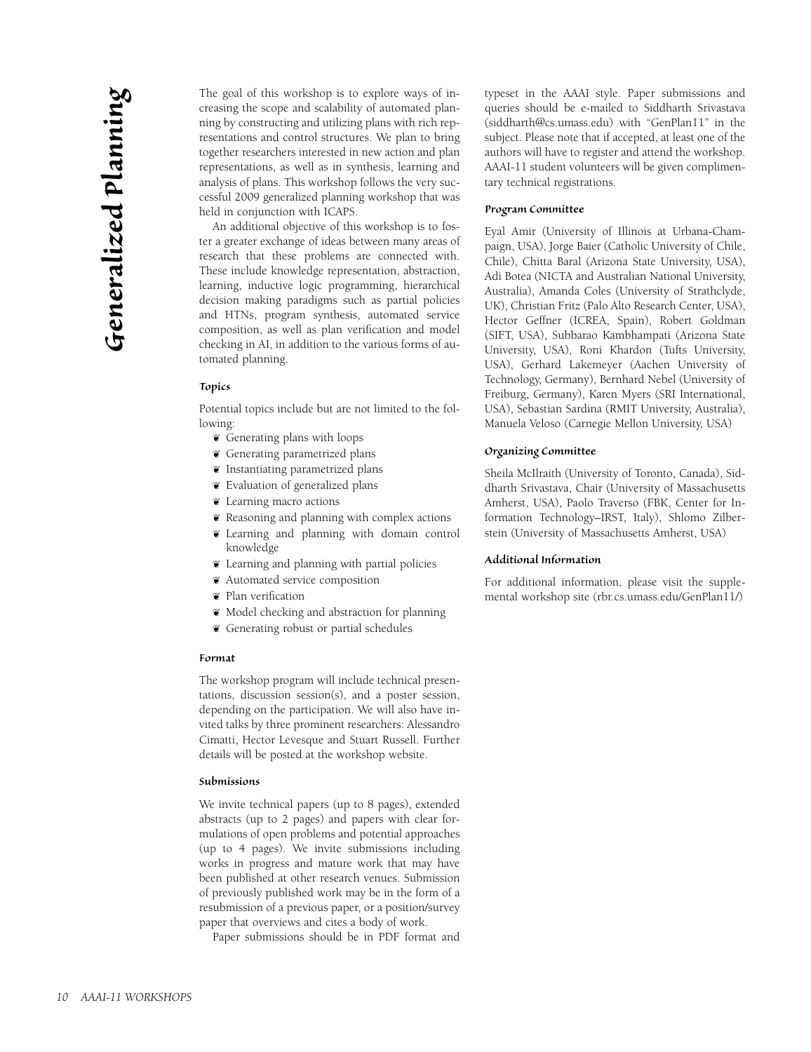# Generalized Planning

The goal of this workshop is to explore ways of increasing the scope and scalability of automated planning by constructing and utilizing plans with rich representations and control structures. We plan to bring together researchers interested in new action and plan representations, as well as in synthesis, learning and analysis of plans. This workshop follows the very successful 2009 generalized planning workshop that was held in conjunction with ICAPS.

An additional objective of this workshop is to foster a greater exchange of ideas between many areas of research that these problems are connected with. These include knowledge representation, abstraction, learning, inductive logic programming, hierarchical decision making paradigms such as partial policies and HTNs, program synthesis, automated service composition, as well as plan verification and model checking in AI, in addition to the various forms of automated planning.

### Topics

Potential topics include but are not limited to the following:

- Generating plans with loops
- Generating parametrized plans
- Instantiating parametrized plans
- Evaluation of generalized plans
- Learning macro actions
- Reasoning and planning with complex actions
- Learning and planning with domain control knowledge
- Learning and planning with partial policies
- Automated service composition
- Plan verification
- Model checking and abstraction for planning
- Generating robust or partial schedules

### Format

The workshop program will include technical presentations, discussion session(s), and a poster session, depending on the participation. We will also have invited talks by three prominent researchers: Alessandro Cimatti, Hector Levesque and Stuart Russell. Further details will be posted at the workshop website.

### Submissions

We invite technical papers (up to 8 pages), extended abstracts (up to 2 pages) and papers with clear formulations of open problems and potential approaches (up to 4 pages). We invite submissions including works in progress and mature work that may have been published at other research venues. Submission of previously published work may be in the form of a resubmission of a previous paper, or a position/survey paper that overviews and cites a body of work.

Paper submissions should be in PDF format and typeset in the AAAI style. Paper submissions and queries should be e-mailed to Siddharth Srivastava (siddharth@cs.umass.edu) with "GenPlan11" in the subject. Please note that if accepted, at least one of the authors will have to register and attend the workshop. AAAI-11 student volunteers will be given complimentary technical registrations.

### Program Committee

Eyal Amir (University of Illinois at Urbana-Champaign, USA), Jorge Baier (Catholic University of Chile, Chile), Chitta Baral (Arizona State University, USA), Adi Botea (NICTA and Australian National University, Australia), Amanda Coles (University of Strathclyde, UK), Christian Fritz (Palo Alto Research Center, USA), Hector Geffner (ICREA, Spain), Robert Goldman (SIFT, USA), Subbarao Kambhampati (Arizona State University, USA), Roni Khardon (Tufts University, USA), Gerhard Lakemeyer (Aachen University of Technology, Germany), Bernhard Nebel (University of Freiburg, Germany), Karen Myers (SRI International, USA), Sebastian Sardina (RMIT University, Australia), Manuela Veloso (Carnegie Mellon University, USA)

### Organizing Committee

Sheila McIlraith (University of Toronto, Canada), Siddharth Srivastava, Chair (University of Massachusetts Amherst, USA), Paolo Traverso (FBK, Center for Information Technology–IRST, Italy), Shlomo Zilberstein (University of Massachusetts Amherst, USA)

### Additional Information

For additional information, please visit the supplemental workshop site (rbr.cs.umass.edu/GenPlan11/)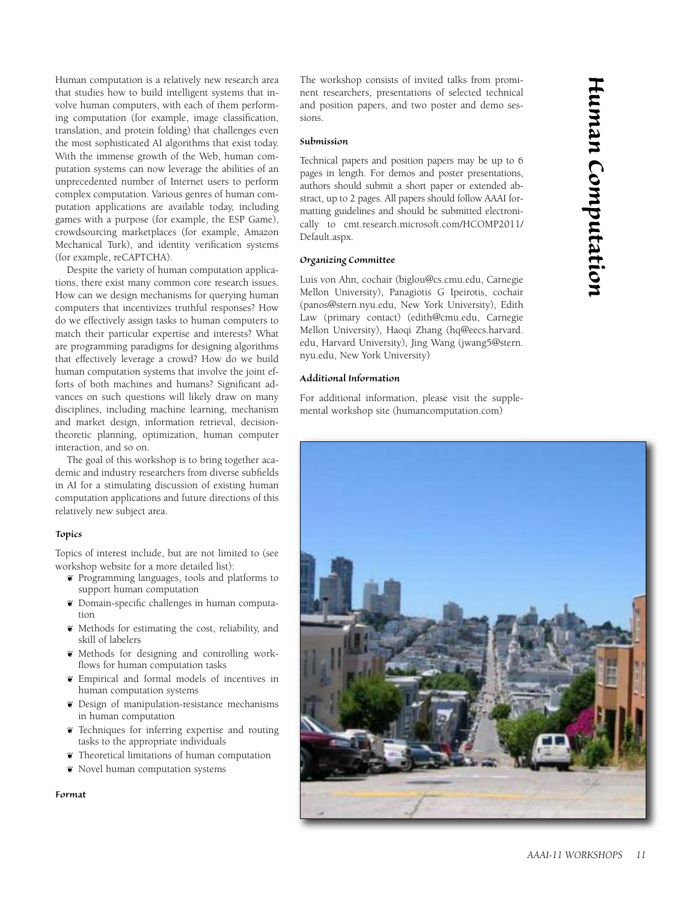# Human Computation

Human computation is a relatively new research area that studies how to build intelligent systems that involve human computers, with each of them performing computation (for example, image classification, translation, and protein folding) that challenges even the most sophisticated AI algorithms that exist today. With the immense growth of the Web, human computation systems can now leverage the abilities of an unprecedented number of Internet users to perform complex computation. Various genres of human computation applications are available today, including games with a purpose (for example, the ESP Game), crowdsourcing marketplaces (for example, Amazon Mechanical Turk), and identity verification systems (for example, reCAPTCHA).

Despite the variety of human computation applications, there exist many common core research issues. How can we design mechanisms for querying human computers that incentivizes truthful responses? How do we effectively assign tasks to human computers to match their particular expertise and interests? What are programming paradigms for designing algorithms that effectively leverage a crowd? How do we build human computation systems that involve the joint efforts of both machines and humans? Significant advances on such questions will likely draw on many disciplines, including machine learning, mechanism and market design, information retrieval, decision-theoretic planning, optimization, human computer interaction, and so on.

The goal of this workshop is to bring together academic and industry researchers from diverse subfields in AI for a stimulating discussion of existing human computation applications and future directions of this relatively new subject area.

### Topics

Topics of interest include, but are not limited to (see workshop website for a more detailed list):

- Programming languages, tools and platforms to support human computation
- Domain-specific challenges in human computation
- Methods for estimating the cost, reliability, and skill of labelers
- Methods for designing and controlling workflows for human computation tasks
- Empirical and formal models of incentives in human computation systems
- Design of manipulation-resistance mechanisms in human computation
- Techniques for inferring expertise and routing tasks to the appropriate individuals
- Theoretical limitations of human computation
- Novel human computation systems

### Format

The workshop consists of invited talks from prominent researchers, presentations of selected technical and position papers, and two poster and demo sessions.

### Submission

Technical papers and position papers may be up to 6 pages in length. For demos and poster presentations, authors should submit a short paper or extended abstract, up to 2 pages. All papers should follow AAAI formatting guidelines and should be submitted electronically to cmt.research.microsoft.com/HCOMP2011/Default.aspx.

### Organizing Committee

Luis von Ahn, cochair (biglou@cs.cmu.edu, Carnegie Mellon University), Panagiotis G Ipeirotis, cochair (panos@stern.nyu.edu, New York University), Edith Law (primary contact) (edith@cmu.edu, Carnegie Mellon University), Haoqi Zhang (hq@eecs.harvard.edu, Harvard University), Jing Wang (jwang5@stern.nyu.edu, New York University)

### Additional Information

For additional information, please visit the supplemental workshop site (humancomputation.com)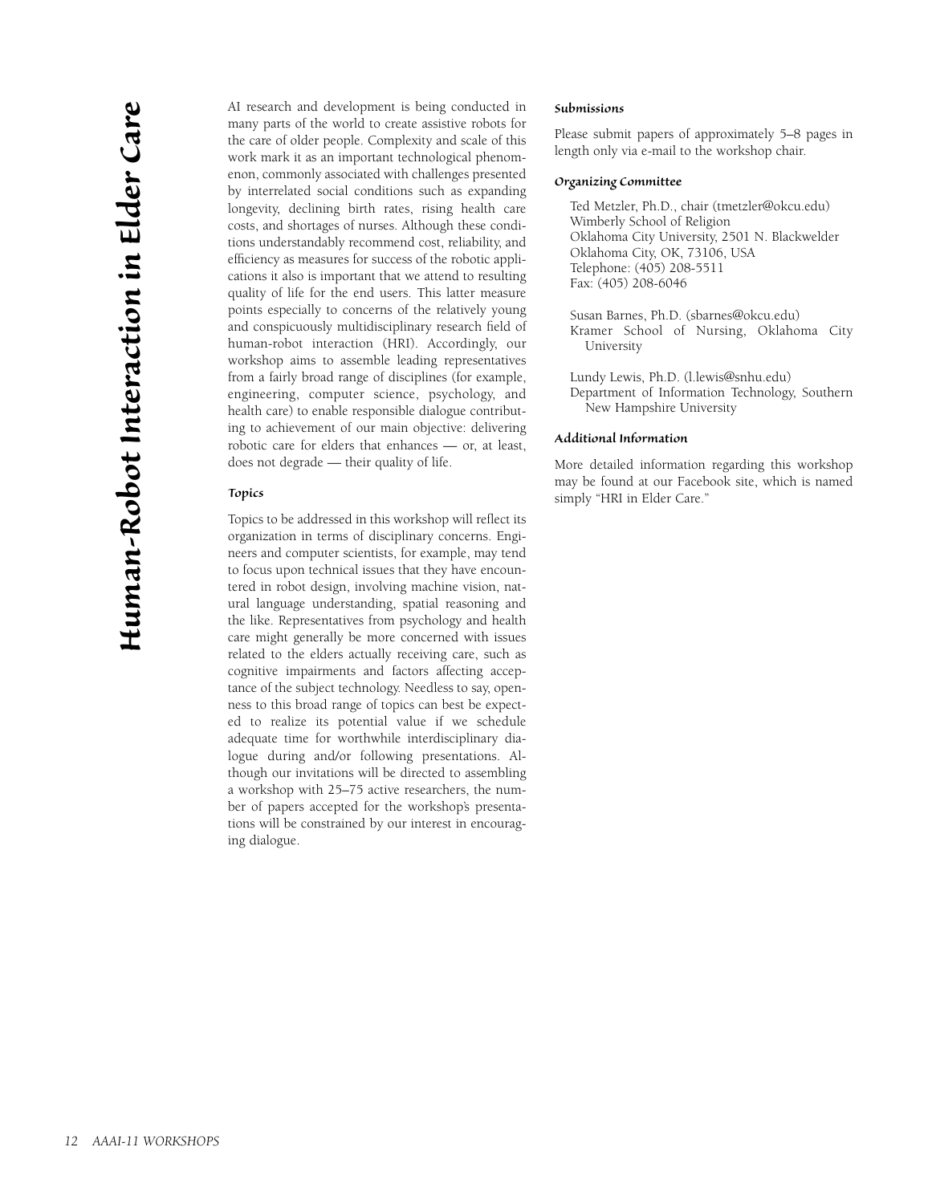# Human-Robot Interaction in Elder Care

AI research and development is being conducted in many parts of the world to create assistive robots for the care of older people. Complexity and scale of this work mark it as an important technological phenomenon, commonly associated with challenges presented by interrelated social conditions such as expanding longevity, declining birth rates, rising health care costs, and shortages of nurses. Although these conditions understandably recommend cost, reliability, and efficiency as measures for success of the robotic applications it also is important that we attend to resulting quality of life for the end users. This latter measure points especially to concerns of the relatively young and conspicuously multidisciplinary research field of human-robot interaction (HRI). Accordingly, our workshop aims to assemble leading representatives from a fairly broad range of disciplines (for example, engineering, computer science, psychology, and health care) to enable responsible dialogue contributing to achievement of our main objective: delivering robotic care for elders that enhances — or, at least, does not degrade — their quality of life.

### Topics

Topics to be addressed in this workshop will reflect its organization in terms of disciplinary concerns. Engineers and computer scientists, for example, may tend to focus upon technical issues that they have encountered in robot design, involving machine vision, natural language understanding, spatial reasoning and the like. Representatives from psychology and health care might generally be more concerned with issues related to the elders actually receiving care, such as cognitive impairments and factors affecting acceptance of the subject technology. Needless to say, openness to this broad range of topics can best be expected to realize its potential value if we schedule adequate time for worthwhile interdisciplinary dialogue during and/or following presentations. Although our invitations will be directed to assembling a workshop with 25–75 active researchers, the number of papers accepted for the workshop's presentations will be constrained by our interest in encouraging dialogue.

### Submissions

Please submit papers of approximately 5–8 pages in length only via e-mail to the workshop chair.

### Organizing Committee

Ted Metzler, Ph.D., chair (tmetzler@okcu.edu)
Wimberly School of Religion
Oklahoma City University, 2501 N. Blackwelder
Oklahoma City, OK, 73106, USA
Telephone: (405) 208-5511
Fax: (405) 208-6046

Susan Barnes, Ph.D. (sbarnes@okcu.edu)
Kramer School of Nursing, Oklahoma City University

Lundy Lewis, Ph.D. (l.lewis@snhu.edu)
Department of Information Technology, Southern New Hampshire University

### Additional Information

More detailed information regarding this workshop may be found at our Facebook site, which is named simply "HRI in Elder Care."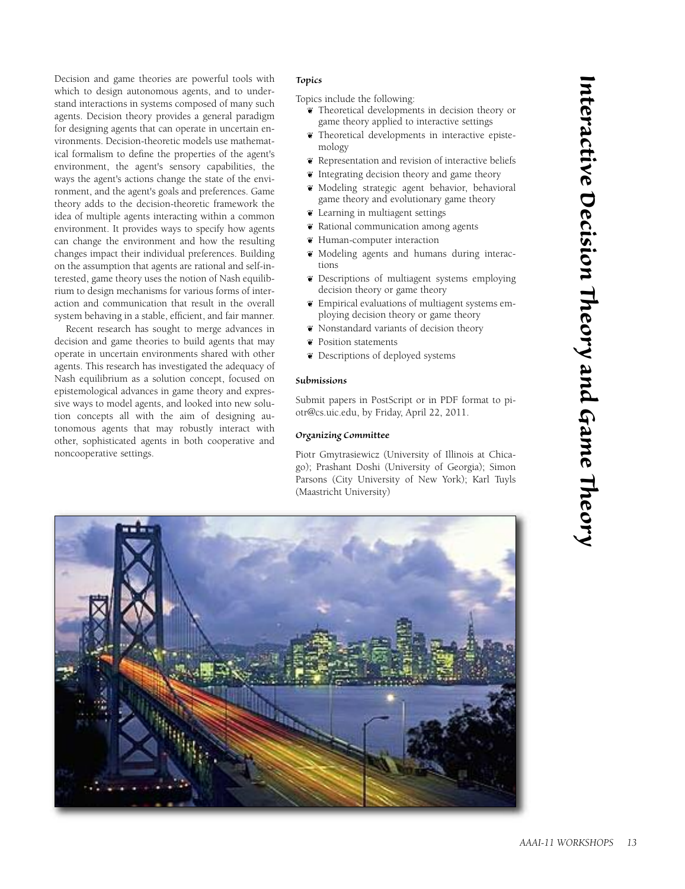# Interactive Decision Theory and Game Theory

Decision and game theories are powerful tools with which to design autonomous agents, and to understand interactions in systems composed of many such agents. Decision theory provides a general paradigm for designing agents that can operate in uncertain environments. Decision-theoretic models use mathematical formalism to define the properties of the agent's environment, the agent's sensory capabilities, the ways the agent's actions change the state of the environment, and the agent's goals and preferences. Game theory adds to the decision-theoretic framework the idea of multiple agents interacting within a common environment. It provides ways to specify how agents can change the environment and how the resulting changes impact their individual preferences. Building on the assumption that agents are rational and self-interested, game theory uses the notion of Nash equilibrium to design mechanisms for various forms of interaction and communication that result in the overall system behaving in a stable, efficient, and fair manner.

Recent research has sought to merge advances in decision and game theories to build agents that may operate in uncertain environments shared with other agents. This research has investigated the adequacy of Nash equilibrium as a solution concept, focused on epistemological advances in game theory and expressive ways to model agents, and looked into new solution concepts all with the aim of designing autonomous agents that may robustly interact with other, sophisticated agents in both cooperative and noncooperative settings.

### *Topics*

Topics include the following:

- Theoretical developments in decision theory or game theory applied to interactive settings
- Theoretical developments in interactive epistemology
- Representation and revision of interactive beliefs
- Integrating decision theory and game theory
- Modeling strategic agent behavior, behavioral game theory and evolutionary game theory
- Learning in multiagent settings
- Rational communication among agents
- Human-computer interaction
- Modeling agents and humans during interactions
- Descriptions of multiagent systems employing decision theory or game theory
- Empirical evaluations of multiagent systems employing decision theory or game theory
- Nonstandard variants of decision theory
- Position statements
- Descriptions of deployed systems

### *Submissions*

Submit papers in PostScript or in PDF format to piotr@cs.uic.edu, by Friday, April 22, 2011.

### *Organizing Committee*

Piotr Gmytrasiewicz (University of Illinois at Chicago); Prashant Doshi (University of Georgia); Simon Parsons (City University of New York); Karl Tuyls (Maastricht University)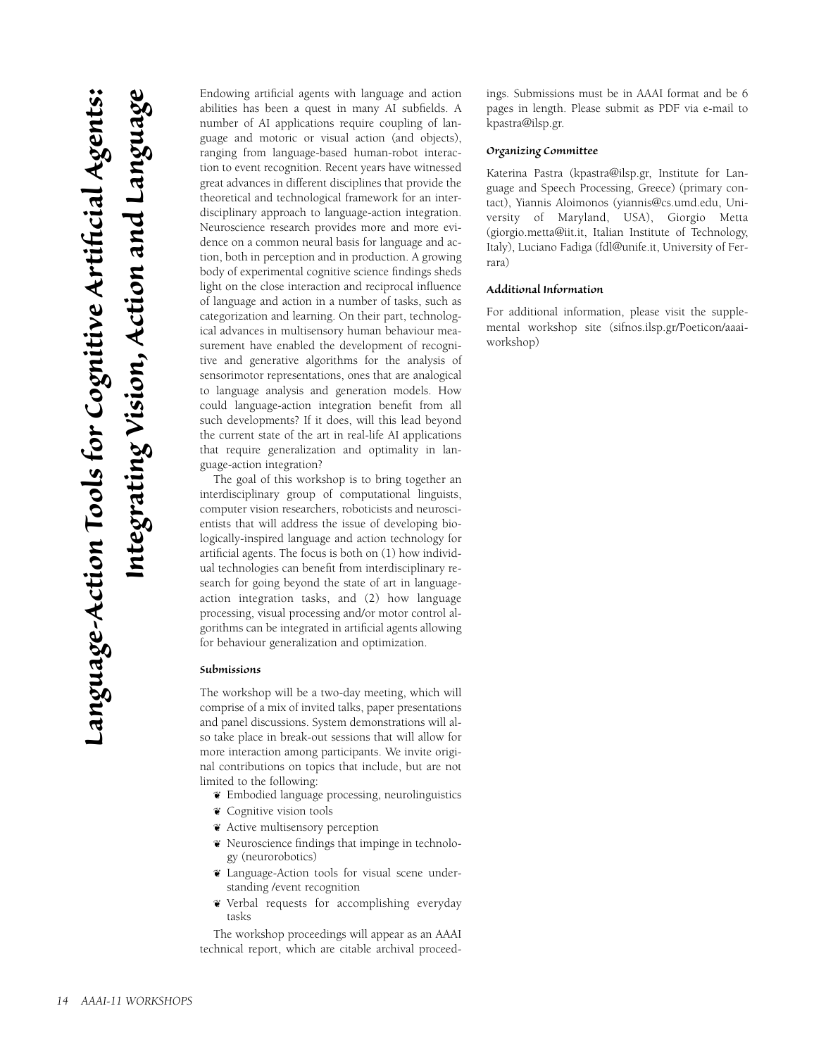# Language-Action Tools for Cognitive Artificial Agents: Integrating Vision, Action and Language

Endowing artificial agents with language and action abilities has been a quest in many AI subfields. A number of AI applications require coupling of language and motoric or visual action (and objects), ranging from language-based human-robot interaction to event recognition. Recent years have witnessed great advances in different disciplines that provide the theoretical and technological framework for an interdisciplinary approach to language-action integration. Neuroscience research provides more and more evidence on a common neural basis for language and action, both in perception and in production. A growing body of experimental cognitive science findings sheds light on the close interaction and reciprocal influence of language and action in a number of tasks, such as categorization and learning. On their part, technological advances in multisensory human behaviour measurement have enabled the development of recognitive and generative algorithms for the analysis of sensorimotor representations, ones that are analogical to language analysis and generation models. How could language-action integration benefit from all such developments? If it does, will this lead beyond the current state of the art in real-life AI applications that require generalization and optimality in language-action integration?

The goal of this workshop is to bring together an interdisciplinary group of computational linguists, computer vision researchers, roboticists and neuroscientists that will address the issue of developing biologically-inspired language and action technology for artificial agents. The focus is both on (1) how individual technologies can benefit from interdisciplinary research for going beyond the state of art in language-action integration tasks, and (2) how language processing, visual processing and/or motor control algorithms can be integrated in artificial agents allowing for behaviour generalization and optimization.

### Submissions

The workshop will be a two-day meeting, which will comprise of a mix of invited talks, paper presentations and panel discussions. System demonstrations will also take place in break-out sessions that will allow for more interaction among participants. We invite original contributions on topics that include, but are not limited to the following:

- Embodied language processing, neurolinguistics
- Cognitive vision tools
- Active multisensory perception
- Neuroscience findings that impinge in technology (neurorobotics)
- Language-Action tools for visual scene understanding /event recognition
- Verbal requests for accomplishing everyday tasks

The workshop proceedings will appear as an AAAI technical report, which are citable archival proceedings. Submissions must be in AAAI format and be 6 pages in length. Please submit as PDF via e-mail to kpastra@ilsp.gr.

### Organizing Committee

Katerina Pastra (kpastra@ilsp.gr, Institute for Language and Speech Processing, Greece) (primary contact), Yiannis Aloimonos (yiannis@cs.umd.edu, University of Maryland, USA), Giorgio Metta (giorgio.metta@iit.it, Italian Institute of Technology, Italy), Luciano Fadiga (fdl@unife.it, University of Ferrara)

### Additional Information

For additional information, please visit the supplemental workshop site (sifnos.ilsp.gr/Poeticon/aaai-workshop)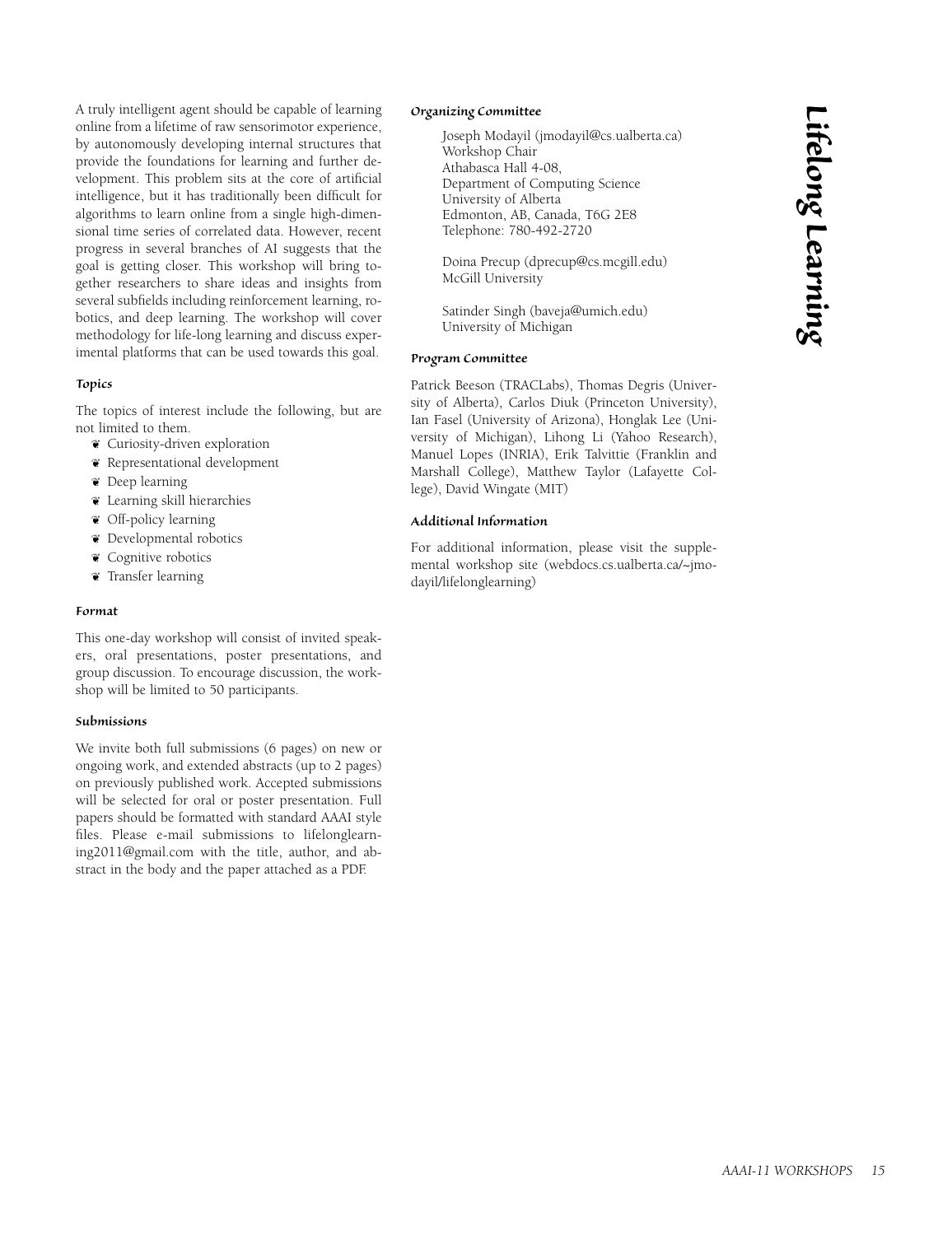# Lifelong Learning

A truly intelligent agent should be capable of learning online from a lifetime of raw sensorimotor experience, by autonomously developing internal structures that provide the foundations for learning and further development. This problem sits at the core of artificial intelligence, but it has traditionally been difficult for algorithms to learn online from a single high-dimensional time series of correlated data. However, recent progress in several branches of AI suggests that the goal is getting closer. This workshop will bring together researchers to share ideas and insights from several subfields including reinforcement learning, robotics, and deep learning. The workshop will cover methodology for life-long learning and discuss experimental platforms that can be used towards this goal.

### Topics

The topics of interest include the following, but are not limited to them.

- Curiosity-driven exploration
- Representational development
- Deep learning
- Learning skill hierarchies
- Off-policy learning
- Developmental robotics
- Cognitive robotics
- Transfer learning

### Format

This one-day workshop will consist of invited speakers, oral presentations, poster presentations, and group discussion. To encourage discussion, the workshop will be limited to 50 participants.

### Submissions

We invite both full submissions (6 pages) on new or ongoing work, and extended abstracts (up to 2 pages) on previously published work. Accepted submissions will be selected for oral or poster presentation. Full papers should be formatted with standard AAAI style files. Please e-mail submissions to lifelonglearning2011@gmail.com with the title, author, and abstract in the body and the paper attached as a PDF.

### Organizing Committee

Joseph Modayil (jmodayil@cs.ualberta.ca)
Workshop Chair
Athabasca Hall 4-08,
Department of Computing Science
University of Alberta
Edmonton, AB, Canada, T6G 2E8
Telephone: 780-492-2720

Doina Precup (dprecup@cs.mcgill.edu)
McGill University

Satinder Singh (baveja@umich.edu)
University of Michigan

### Program Committee

Patrick Beeson (TRACLabs), Thomas Degris (University of Alberta), Carlos Diuk (Princeton University), Ian Fasel (University of Arizona), Honglak Lee (University of Michigan), Lihong Li (Yahoo Research), Manuel Lopes (INRIA), Erik Talvittie (Franklin and Marshall College), Matthew Taylor (Lafayette College), David Wingate (MIT)

### Additional Information

For additional information, please visit the supplemental workshop site (webdocs.cs.ualberta.ca/~jmodayil/lifelonglearning)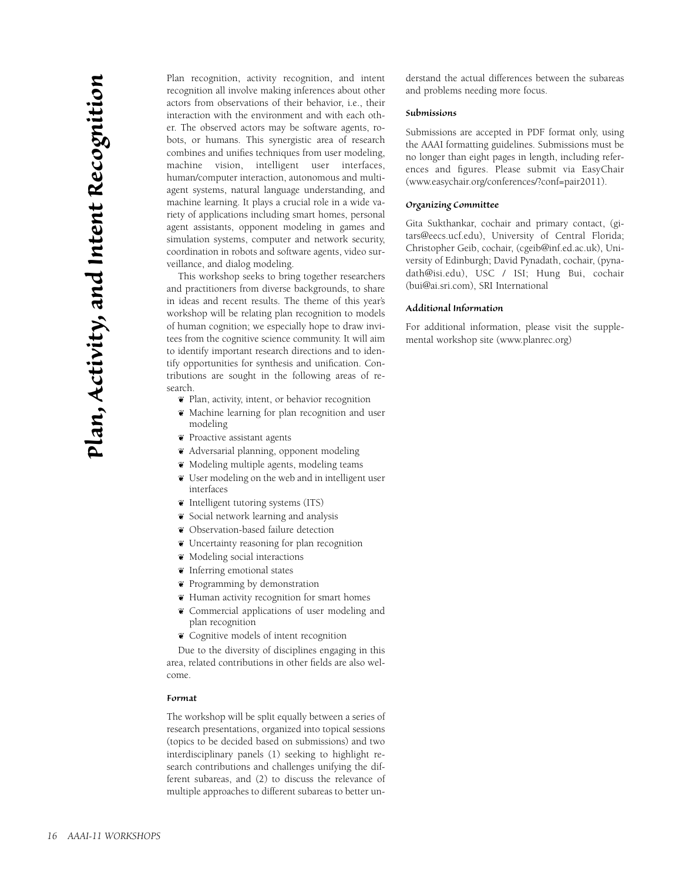# Plan, Activity, and Intent Recognition

Plan recognition, activity recognition, and intent recognition all involve making inferences about other actors from observations of their behavior, i.e., their interaction with the environment and with each other. The observed actors may be software agents, robots, or humans. This synergistic area of research combines and unifies techniques from user modeling, machine vision, intelligent user interfaces, human/computer interaction, autonomous and multiagent systems, natural language understanding, and machine learning. It plays a crucial role in a wide variety of applications including smart homes, personal agent assistants, opponent modeling in games and simulation systems, computer and network security, coordination in robots and software agents, video surveillance, and dialog modeling.

This workshop seeks to bring together researchers and practitioners from diverse backgrounds, to share in ideas and recent results. The theme of this year's workshop will be relating plan recognition to models of human cognition; we especially hope to draw invitees from the cognitive science community. It will aim to identify important research directions and to identify opportunities for synthesis and unification. Contributions are sought in the following areas of research.

- Plan, activity, intent, or behavior recognition
- Machine learning for plan recognition and user modeling
- Proactive assistant agents
- Adversarial planning, opponent modeling
- Modeling multiple agents, modeling teams
- User modeling on the web and in intelligent user interfaces
- Intelligent tutoring systems (ITS)
- Social network learning and analysis
- Observation-based failure detection
- Uncertainty reasoning for plan recognition
- Modeling social interactions
- Inferring emotional states
- Programming by demonstration
- Human activity recognition for smart homes
- Commercial applications of user modeling and plan recognition
- Cognitive models of intent recognition

Due to the diversity of disciplines engaging in this area, related contributions in other fields are also welcome.

### Format

The workshop will be split equally between a series of research presentations, organized into topical sessions (topics to be decided based on submissions) and two interdisciplinary panels (1) seeking to highlight research contributions and challenges unifying the different subareas, and (2) to discuss the relevance of multiple approaches to different subareas to better understand the actual differences between the subareas and problems needing more focus.

### Submissions

Submissions are accepted in PDF format only, using the AAAI formatting guidelines. Submissions must be no longer than eight pages in length, including references and figures. Please submit via EasyChair (www.easychair.org/conferences/?conf=pair2011).

### Organizing Committee

Gita Sukthankar, cochair and primary contact, (gitars@eecs.ucf.edu), University of Central Florida; Christopher Geib, cochair, (cgeib@inf.ed.ac.uk), University of Edinburgh; David Pynadath, cochair, (pynadath@isi.edu), USC / ISI; Hung Bui, cochair (bui@ai.sri.com), SRI International

### Additional Information

For additional information, please visit the supplemental workshop site (www.planrec.org)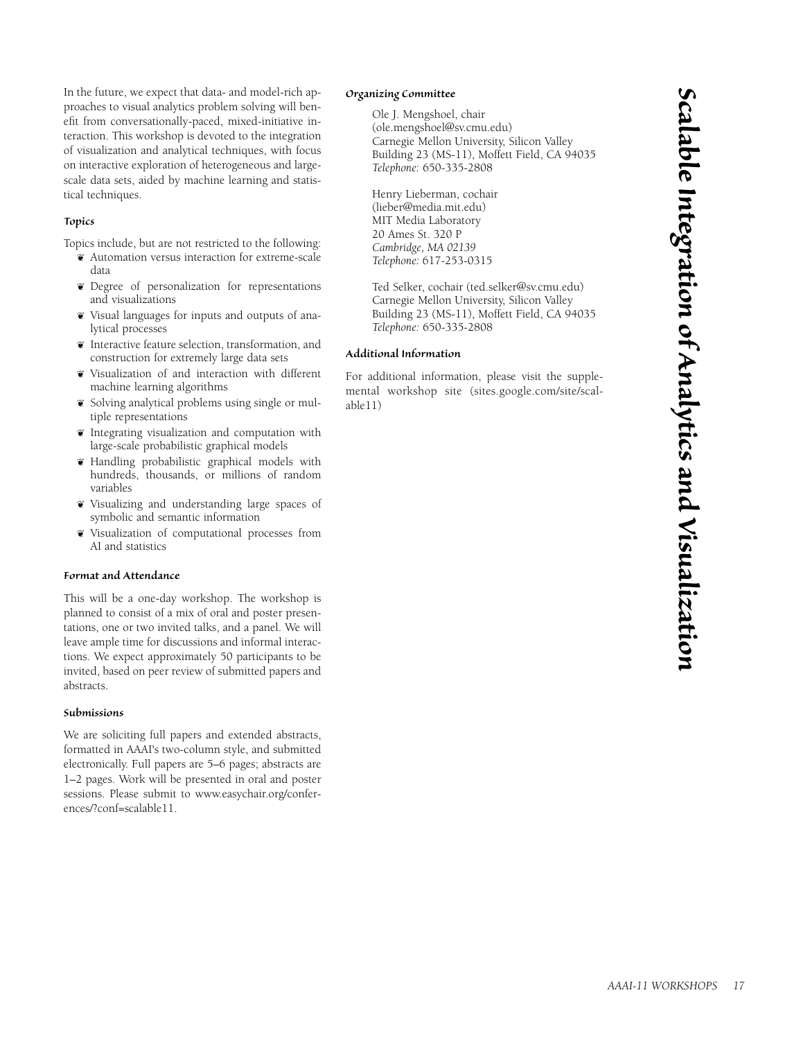# Scalable Integration of Analytics and Visualization

In the future, we expect that data- and model-rich approaches to visual analytics problem solving will benefit from conversationally-paced, mixed-initiative interaction. This workshop is devoted to the integration of visualization and analytical techniques, with focus on interactive exploration of heterogeneous and large-scale data sets, aided by machine learning and statistical techniques.

### Topics

Topics include, but are not restricted to the following:

- Automation versus interaction for extreme-scale data
- Degree of personalization for representations and visualizations
- Visual languages for inputs and outputs of analytical processes
- Interactive feature selection, transformation, and construction for extremely large data sets
- Visualization of and interaction with different machine learning algorithms
- Solving analytical problems using single or multiple representations
- Integrating visualization and computation with large-scale probabilistic graphical models
- Handling probabilistic graphical models with hundreds, thousands, or millions of random variables
- Visualizing and understanding large spaces of symbolic and semantic information
- Visualization of computational processes from AI and statistics

### Format and Attendance

This will be a one-day workshop. The workshop is planned to consist of a mix of oral and poster presentations, one or two invited talks, and a panel. We will leave ample time for discussions and informal interactions. We expect approximately 50 participants to be invited, based on peer review of submitted papers and abstracts.

### Submissions

We are soliciting full papers and extended abstracts, formatted in AAAI's two-column style, and submitted electronically. Full papers are 5–6 pages; abstracts are 1–2 pages. Work will be presented in oral and poster sessions. Please submit to www.easychair.org/conferences/?conf=scalable11.

### Organizing Committee

Ole J. Mengshoel, chair
(ole.mengshoel@sv.cmu.edu)
Carnegie Mellon University, Silicon Valley
Building 23 (MS-11), Moffett Field, CA 94035
*Telephone:* 650-335-2808

Henry Lieberman, cochair
(lieber@media.mit.edu)
MIT Media Laboratory
20 Ames St. 320 P
*Cambridge, MA 02139*
*Telephone:* 617-253-0315

Ted Selker, cochair (ted.selker@sv.cmu.edu)
Carnegie Mellon University, Silicon Valley
Building 23 (MS-11), Moffett Field, CA 94035
*Telephone:* 650-335-2808

### Additional Information

For additional information, please visit the supplemental workshop site (sites.google.com/site/scalable11)